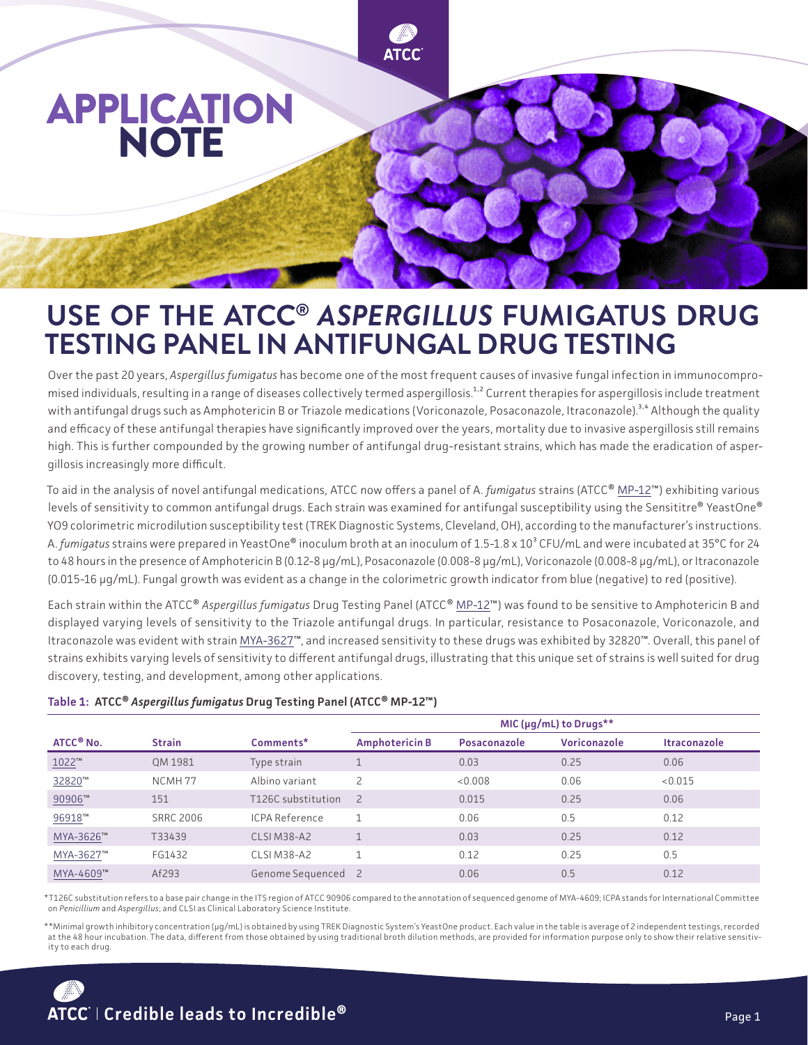# APPLICATION NOTE

# USE OF THE ATCC® *ASPERGILLUS* FUMIGATUS DRUG TESTING PANEL IN ANTIFUNGAL DRUG TESTING

Over the past 20 years, *Aspergillus fumigatus* has become one of the most frequent causes of invasive fungal infection in immunocompromised individuals, resulting in a range of diseases collectively termed aspergillosis.[1,2] Current therapies for aspergillosis include treatment with antifungal drugs such as Amphotericin B or Triazole medications (Voriconazole, Posaconazole, Itraconazole).[3,4] Although the quality and efficacy of these antifungal therapies have significantly improved over the years, mortality due to invasive aspergillosis still remains high. This is further compounded by the growing number of antifungal drug-resistant strains, which has made the eradication of aspergillosis increasingly more difficult.

To aid in the analysis of novel antifungal medications, ATCC now offers a panel of A. *fumigatus* strains (ATCC® MP-12™) exhibiting various levels of sensitivity to common antifungal drugs. Each strain was examined for antifungal susceptibility using the Sensititre® YeastOne® YO9 colorimetric microdilution susceptibility test (TREK Diagnostic Systems, Cleveland, OH), according to the manufacturer's instructions. A. *fumigatus* strains were prepared in YeastOne® inoculum broth at an inoculum of 1.5-1.8 x $10^3$ CFU/mL and were incubated at 35°C for 24 to 48 hours in the presence of Amphotericin B (0.12-8 µg/mL), Posaconazole (0.008-8 µg/mL), Voriconazole (0.008-8 µg/mL), or Itraconazole (0.015-16 µg/mL). Fungal growth was evident as a change in the colorimetric growth indicator from blue (negative) to red (positive).

Each strain within the ATCC® *Aspergillus fumigatus* Drug Testing Panel (ATCC® MP-12™) was found to be sensitive to Amphotericin B and displayed varying levels of sensitivity to the Triazole antifungal drugs. In particular, resistance to Posaconazole, Voriconazole, and Itraconazole was evident with strain MYA-3627™, and increased sensitivity to these drugs was exhibited by 32820™. Overall, this panel of strains exhibits varying levels of sensitivity to different antifungal drugs, illustrating that this unique set of strains is well suited for drug discovery, testing, and development, among other applications.

**Table 1: ATCC® *Aspergillus fumigatus* Drug Testing Panel (ATCC® MP-12™)**

| ATCC® No. | Strain | Comments* | MIC (µg/mL) to Drugs** | | | |
|---|---|---|---|---|---|---|
| | | | Amphotericin B | Posaconazole | Voriconazole | Itraconazole |
| 1022™ | QM 1981 | Type strain | 1 | 0.03 | 0.25 | 0.06 |
| 32820™ | NCMH 77 | Albino variant | 2 | <0.008 | 0.06 | <0.015 |
| 90906™ | 151 | T126C substitution | 2 | 0.015 | 0.25 | 0.06 |
| 96918™ | SRRC 2006 | ICPA Reference | 1 | 0.06 | 0.5 | 0.12 |
| MYA-3626™ | T33439 | CLSI M38-A2 | 1 | 0.03 | 0.25 | 0.12 |
| MYA-3627™ | FG1432 | CLSI M38-A2 | 1 | 0.12 | 0.25 | 0.5 |
| MYA-4609™ | Af293 | Genome Sequenced | 2 | 0.06 | 0.5 | 0.12 |

*T126C substitution refers to a base pair change in the ITS region of ATCC 90906 compared to the annotation of sequenced genome of MYA-4609; ICPA stands for International Committee on *Penicillium* and *Aspergillus*; and CLSI as Clinical Laboratory Science Institute.

**Minimal growth inhibitory concentration (µg/mL) is obtained by using TREK Diagnostic System's YeastOne product. Each value in the table is average of 2 independent testings, recorded at the 48 hour incubation. The data, different from those obtained by using traditional broth dilution methods, are provided for information purpose only to show their relative sensitivity to each drug.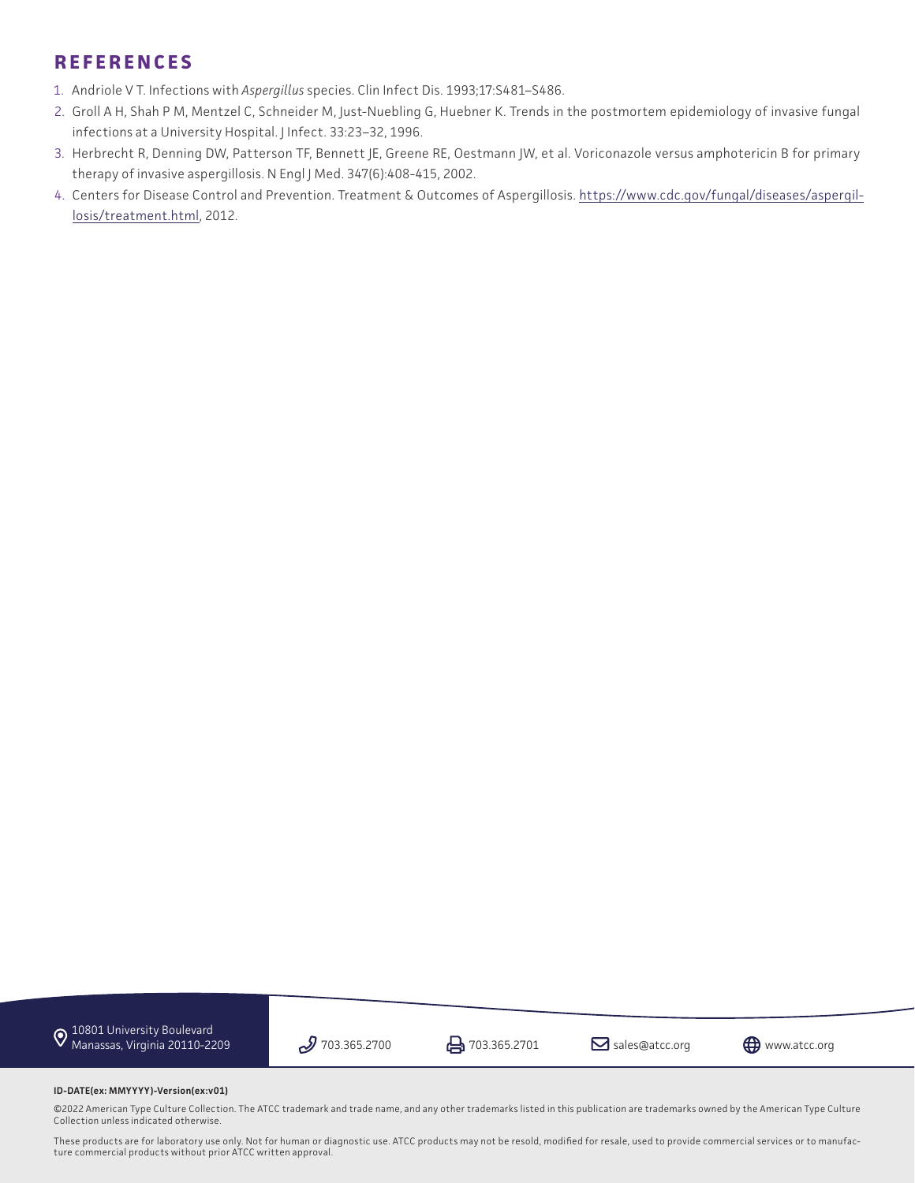## REFERENCES

1. Andriole V T. Infections with *Aspergillus* species. Clin Infect Dis. 1993;17:S481–S486.
2. Groll A H, Shah P M, Mentzel C, Schneider M, Just-Nuebling G, Huebner K. Trends in the postmortem epidemiology of invasive fungal infections at a University Hospital. J Infect. 33:23–32, 1996.
3. Herbrecht R, Denning DW, Patterson TF, Bennett JE, Greene RE, Oestmann JW, et al. Voriconazole versus amphotericin B for primary therapy of invasive aspergillosis. N Engl J Med. 347(6):408-415, 2002.
4. Centers for Disease Control and Prevention. Treatment & Outcomes of Aspergillosis. [https://www.cdc.gov/fungal/diseases/aspergillosis/treatment.html](https://www.cdc.gov/fungal/diseases/aspergillosis/treatment.html), 2012.

10801 University Boulevard
Manassas, Virginia 20110-2209

703.365.2700

703.365.2701

sales@atcc.org

www.atcc.org

**ID-DATE(ex: MMYYYY)-Version(ex:v01)**

©2022 American Type Culture Collection. The ATCC trademark and trade name, and any other trademarks listed in this publication are trademarks owned by the American Type Culture Collection unless indicated otherwise.

These products are for laboratory use only. Not for human or diagnostic use. ATCC products may not be resold, modified for resale, used to provide commercial services or to manufacture commercial products without prior ATCC written approval.